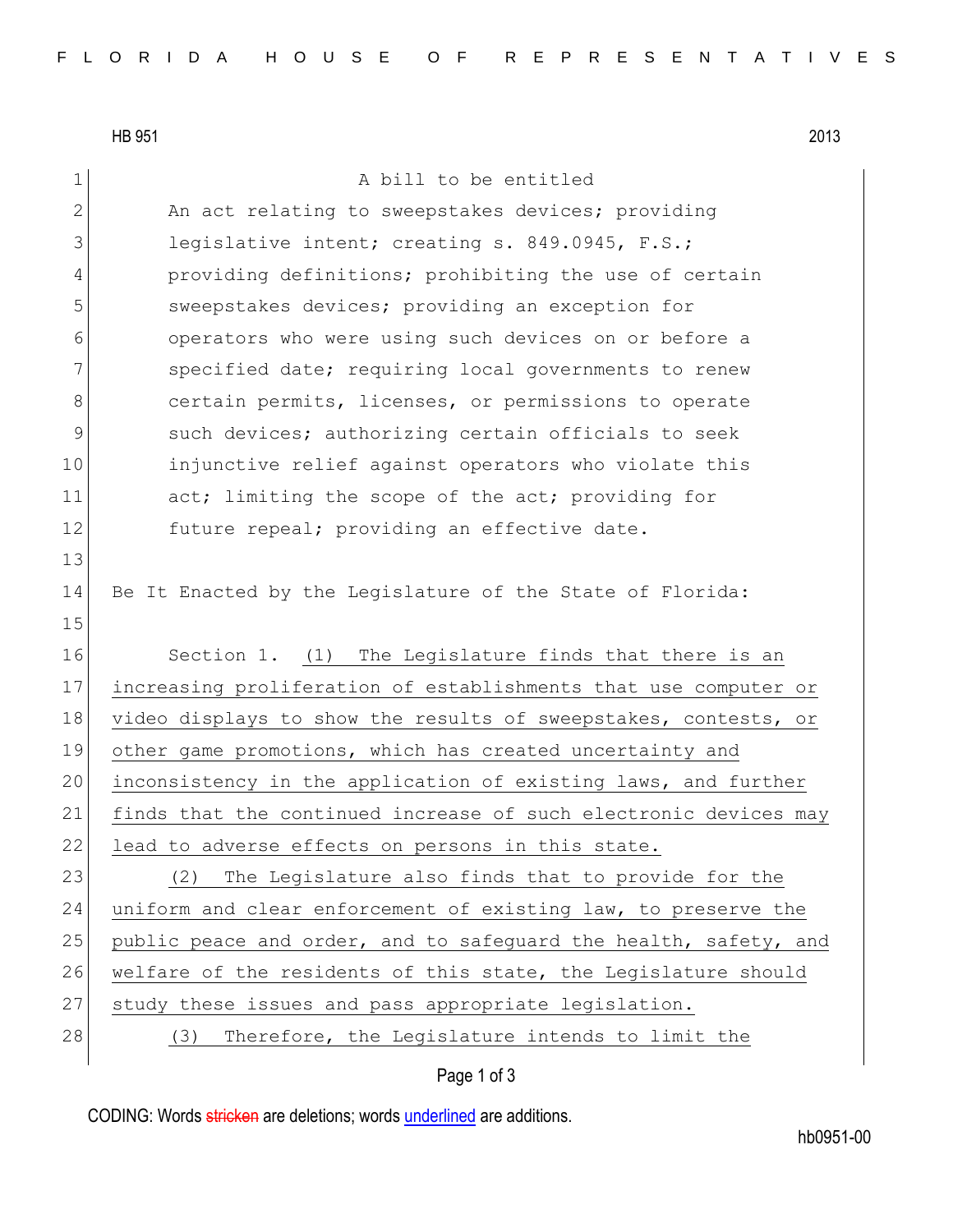HB 951 2013

A bill to be entitled

An act relating to sweepstakes devices; providing legislative intent; creating s. 849.0945, F.S.; providing definitions; prohibiting the use of certain sweepstakes devices; providing an exception for operators who were using such devices on or before a specified date; requiring local governments to renew certain permits, licenses, or permissions to operate such devices; authorizing certain officials to seek injunctive relief against operators who violate this act; limiting the scope of the act; providing for future repeal; providing an effective date.

Be It Enacted by the Legislature of the State of Florida:

Section 1. (1) The Legislature finds that there is an increasing proliferation of establishments that use computer or video displays to show the results of sweepstakes, contests, or other game promotions, which has created uncertainty and inconsistency in the application of existing laws, and further finds that the continued increase of such electronic devices may lead to adverse effects on persons in this state.

(2) The Legislature also finds that to provide for the uniform and clear enforcement of existing law, to preserve the public peace and order, and to safeguard the health, safety, and welfare of the residents of this state, the Legislature should study these issues and pass appropriate legislation.

(3) Therefore, the Legislature intends to limit the

CODING: Words stricken are deletions; words underlined are additions.

hb0951-00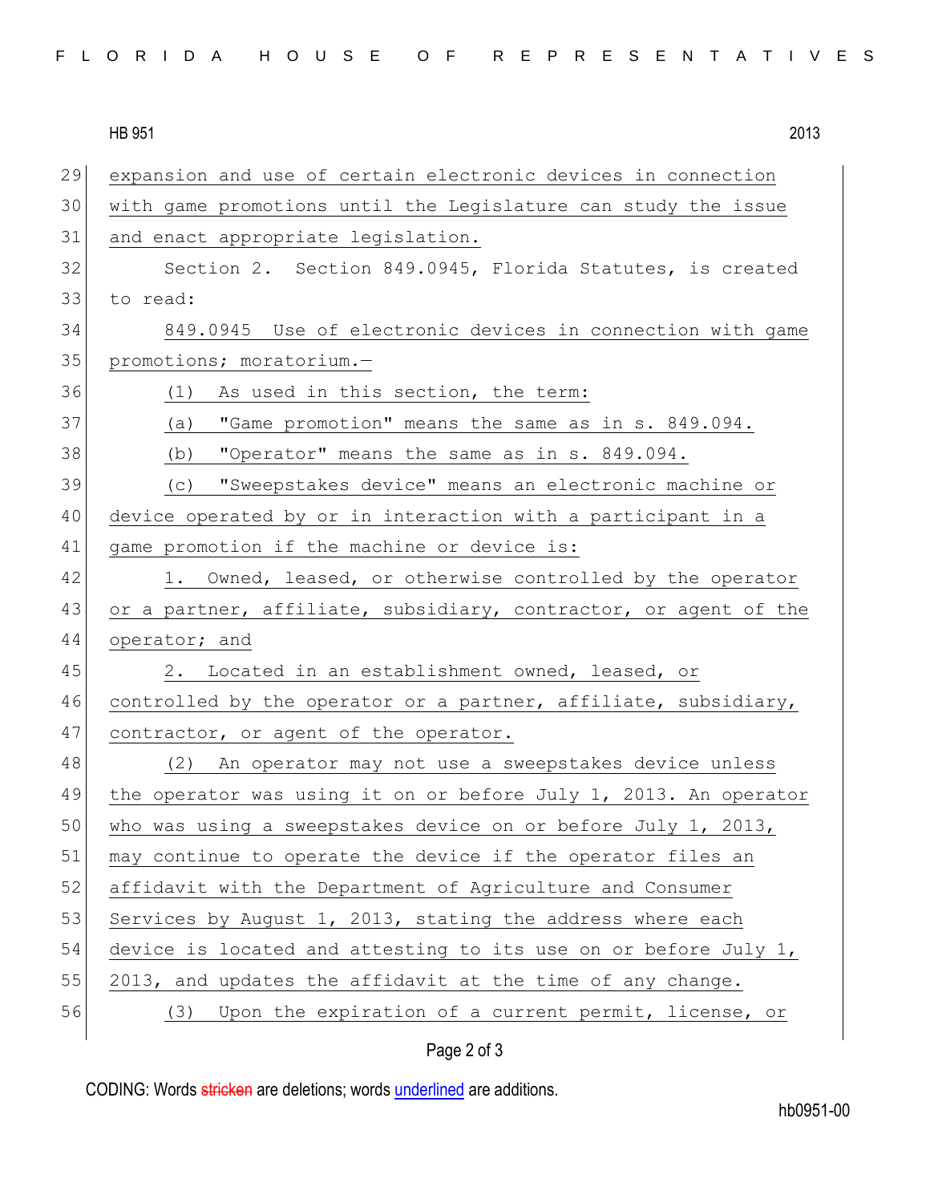expansion and use of certain electronic devices in connection with game promotions until the Legislature can study the issue and enact appropriate legislation.

Section 2. Section 849.0945, Florida Statutes, is created to read:

849.0945 Use of electronic devices in connection with game promotions; moratorium.—

(1) As used in this section, the term:

(a) "Game promotion" means the same as in s. 849.094.

(b) "Operator" means the same as in s. 849.094.

(c) "Sweepstakes device" means an electronic machine or device operated by or in interaction with a participant in a game promotion if the machine or device is:

1. Owned, leased, or otherwise controlled by the operator or a partner, affiliate, subsidiary, contractor, or agent of the operator; and

2. Located in an establishment owned, leased, or controlled by the operator or a partner, affiliate, subsidiary, contractor, or agent of the operator.

(2) An operator may not use a sweepstakes device unless the operator was using it on or before July 1, 2013. An operator who was using a sweepstakes device on or before July 1, 2013, may continue to operate the device if the operator files an affidavit with the Department of Agriculture and Consumer Services by August 1, 2013, stating the address where each device is located and attesting to its use on or before July 1, 2013, and updates the affidavit at the time of any change.

(3) Upon the expiration of a current permit, license, or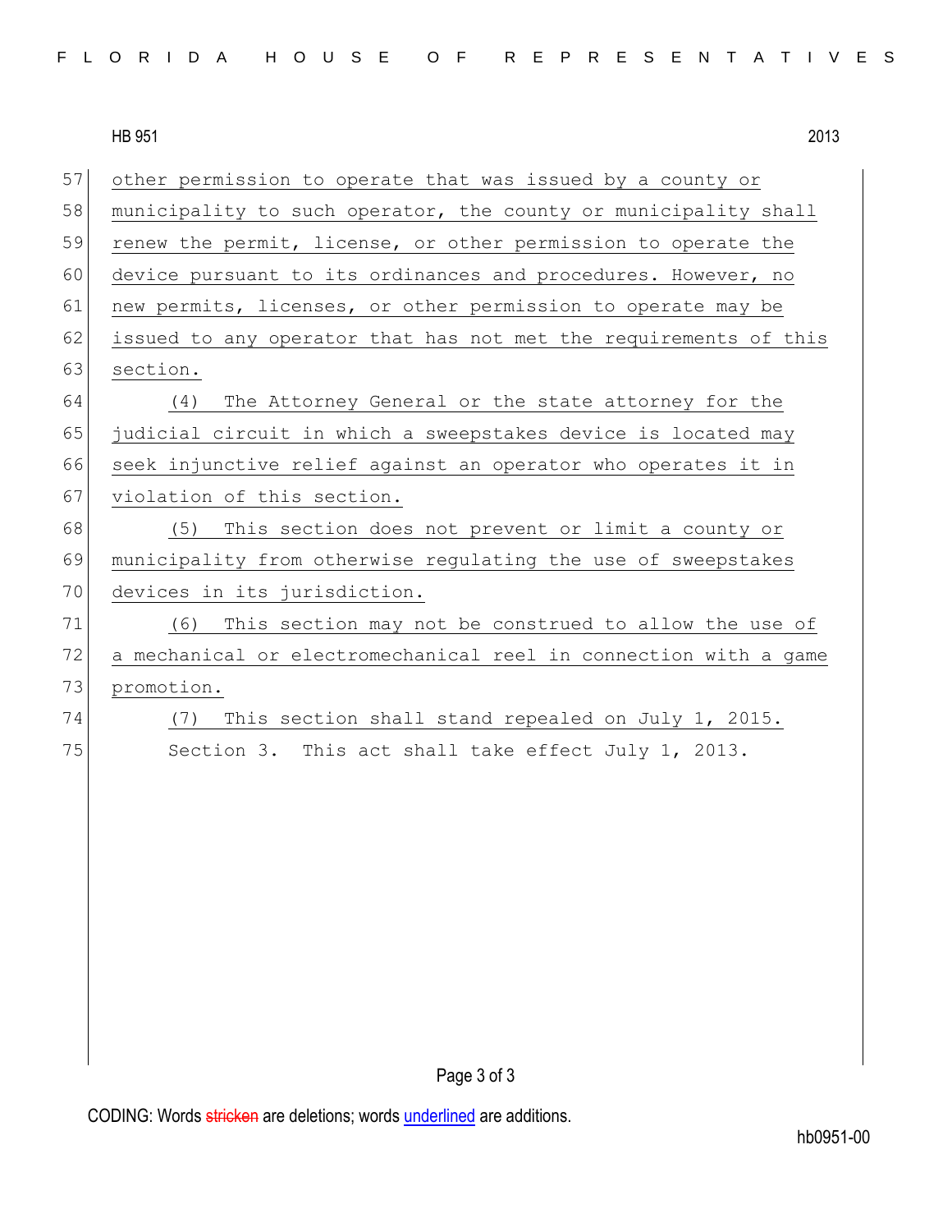other permission to operate that was issued by a county or municipality to such operator, the county or municipality shall renew the permit, license, or other permission to operate the device pursuant to its ordinances and procedures. However, no new permits, licenses, or other permission to operate may be issued to any operator that has not met the requirements of this section.

(4) The Attorney General or the state attorney for the judicial circuit in which a sweepstakes device is located may seek injunctive relief against an operator who operates it in violation of this section.

(5) This section does not prevent or limit a county or municipality from otherwise regulating the use of sweepstakes devices in its jurisdiction.

(6) This section may not be construed to allow the use of a mechanical or electromechanical reel in connection with a game promotion.

(7) This section shall stand repealed on July 1, 2015.

Section 3. This act shall take effect July 1, 2013.

CODING: Words stricken are deletions; words underlined are additions.